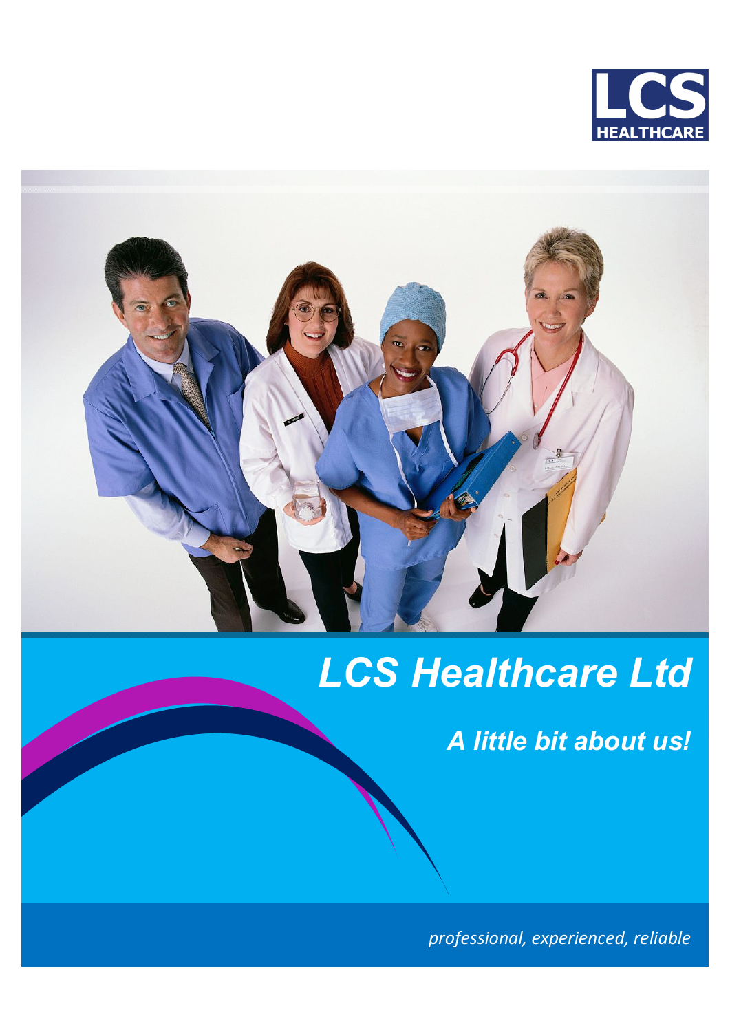LCS HEALTHCARE

# LCS Healthcare Ltd

## *A little bit about us!*

*professional, experienced, reliable*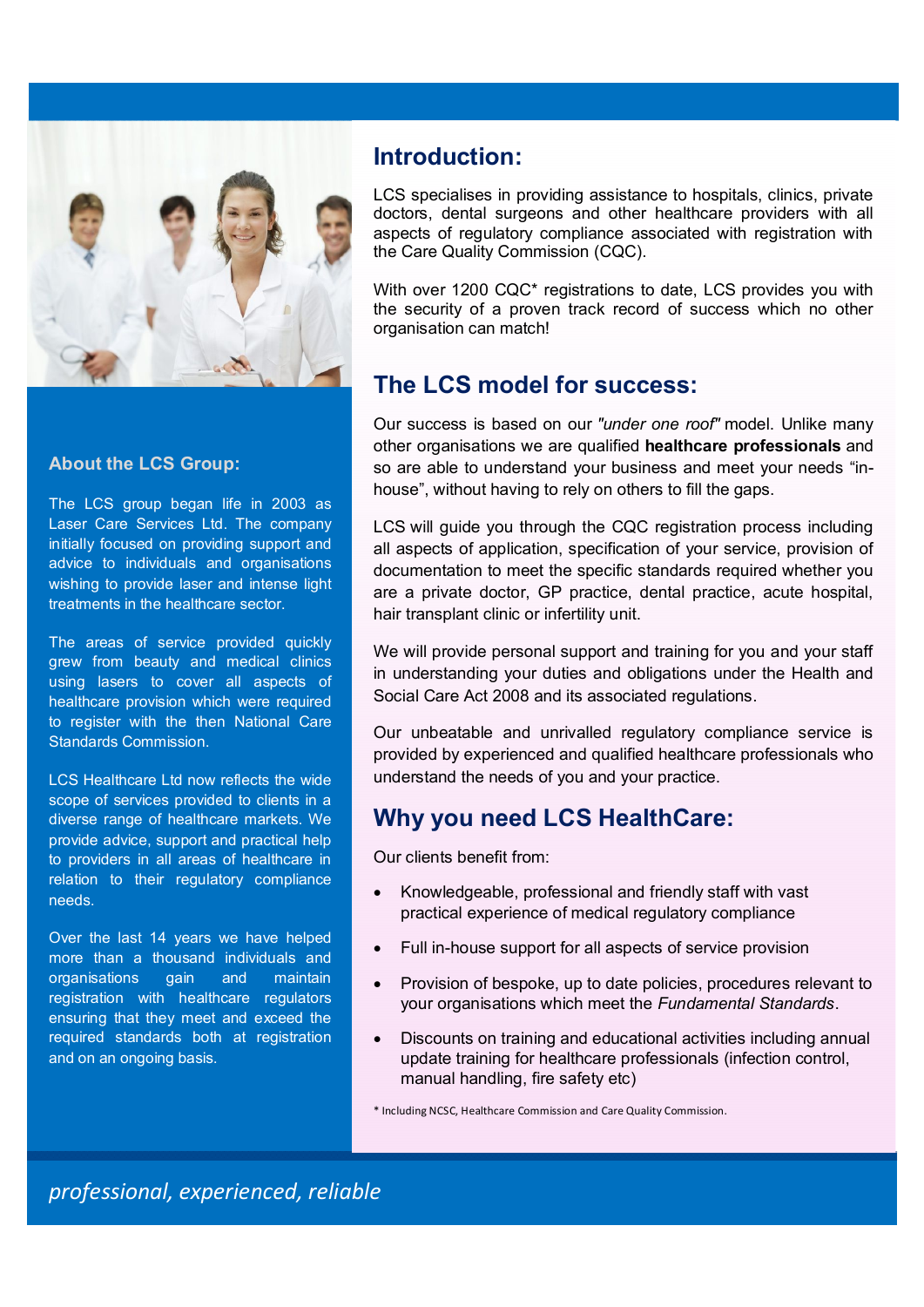## Introduction:

LCS specialises in providing assistance to hospitals, clinics, private doctors, dental surgeons and other healthcare providers with all aspects of regulatory compliance associated with registration with the Care Quality Commission (CQC).

With over 1200 CQC* registrations to date, LCS provides you with the security of a proven track record of success which no other organisation can match!

## The LCS model for success:

Our success is based on our *"under one roof"* model. Unlike many other organisations we are qualified **healthcare professionals** and so are able to understand your business and meet your needs "in-house", without having to rely on others to fill the gaps.

LCS will guide you through the CQC registration process including all aspects of application, specification of your service, provision of documentation to meet the specific standards required whether you are a private doctor, GP practice, dental practice, acute hospital, hair transplant clinic or infertility unit.

We will provide personal support and training for you and your staff in understanding your duties and obligations under the Health and Social Care Act 2008 and its associated regulations.

Our unbeatable and unrivalled regulatory compliance service is provided by experienced and qualified healthcare professionals who understand the needs of you and your practice.

## Why you need LCS HealthCare:

Our clients benefit from:

- Knowledgeable, professional and friendly staff with vast practical experience of medical regulatory compliance
- Full in-house support for all aspects of service provision
- Provision of bespoke, up to date policies, procedures relevant to your organisations which meet the *Fundamental Standards*.
- Discounts on training and educational activities including annual update training for healthcare professionals (infection control, manual handling, fire safety etc)

\* Including NCSC, Healthcare Commission and Care Quality Commission.

### About the LCS Group:

The LCS group began life in 2003 as Laser Care Services Ltd. The company initially focused on providing support and advice to individuals and organisations wishing to provide laser and intense light treatments in the healthcare sector.

The areas of service provided quickly grew from beauty and medical clinics using lasers to cover all aspects of healthcare provision which were required to register with the then National Care Standards Commission.

LCS Healthcare Ltd now reflects the wide scope of services provided to clients in a diverse range of healthcare markets. We provide advice, support and practical help to providers in all areas of healthcare in relation to their regulatory compliance needs.

Over the last 14 years we have helped more than a thousand individuals and organisations gain and maintain registration with healthcare regulators ensuring that they meet and exceed the required standards both at registration and on an ongoing basis.

*professional, experienced, reliable*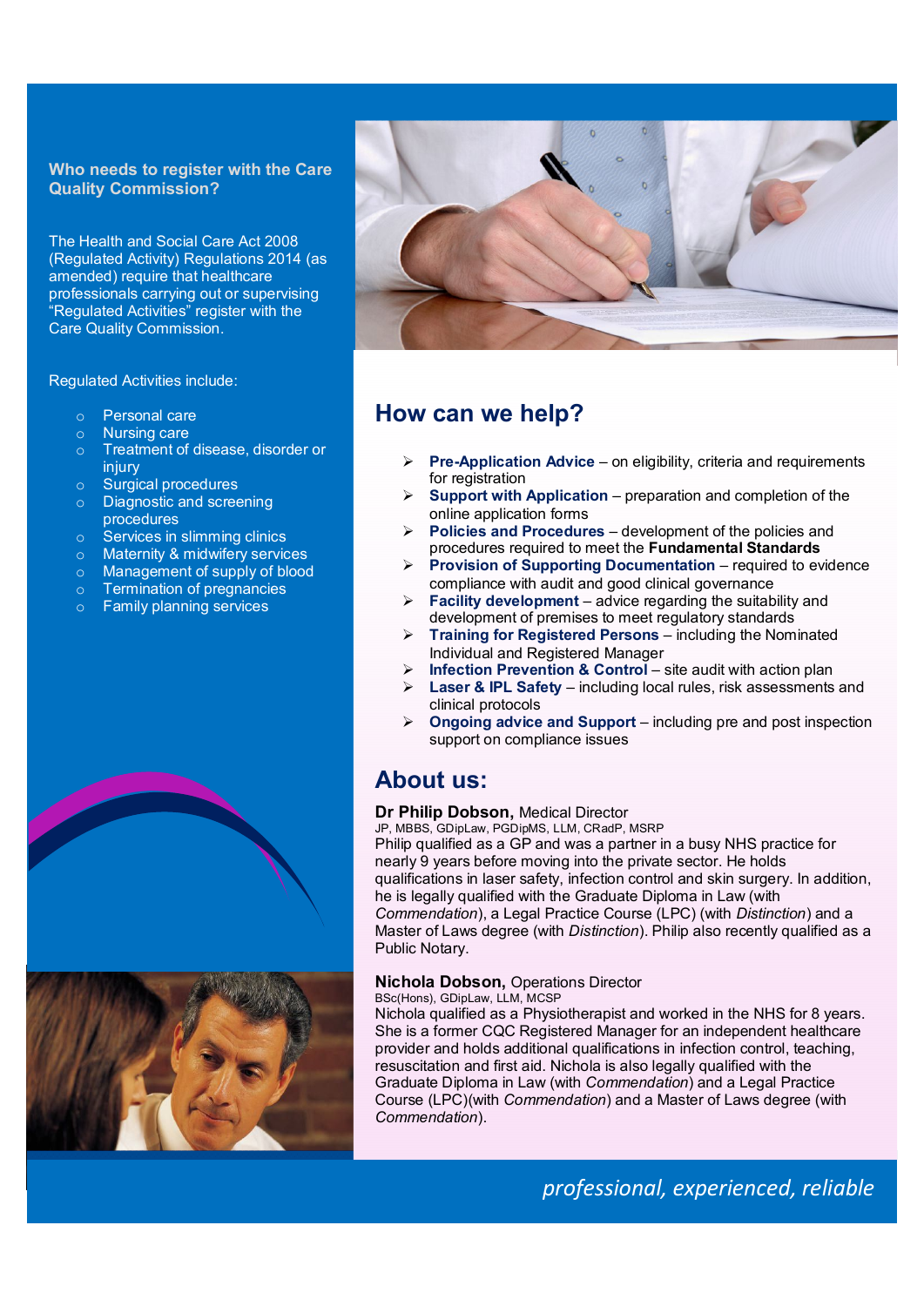## Who needs to register with the Care Quality Commission?

The Health and Social Care Act 2008 (Regulated Activity) Regulations 2014 (as amended) require that healthcare professionals carrying out or supervising "Regulated Activities" register with the Care Quality Commission.

Regulated Activities include:

- Personal care
- Nursing care
- Treatment of disease, disorder or injury
- Surgical procedures
- Diagnostic and screening procedures
- Services in slimming clinics
- Maternity & midwifery services
- Management of supply of blood
- Termination of pregnancies
- Family planning services

## How can we help?

- **Pre-Application Advice** – on eligibility, criteria and requirements for registration
- **Support with Application** – preparation and completion of the online application forms
- **Policies and Procedures** – development of the policies and procedures required to meet the **Fundamental Standards**
- **Provision of Supporting Documentation** – required to evidence compliance with audit and good clinical governance
- **Facility development** – advice regarding the suitability and development of premises to meet regulatory standards
- **Training for Registered Persons** – including the Nominated Individual and Registered Manager
- **Infection Prevention & Control** – site audit with action plan
- **Laser & IPL Safety** – including local rules, risk assessments and clinical protocols
- **Ongoing advice and Support** – including pre and post inspection support on compliance issues

## About us:

**Dr Philip Dobson,** Medical Director
JP, MBBS, GDipLaw, PGDipMS, LLM, CRadP, MSRP
Philip qualified as a GP and was a partner in a busy NHS practice for nearly 9 years before moving into the private sector. He holds qualifications in laser safety, infection control and skin surgery. In addition, he is legally qualified with the Graduate Diploma in Law (with *Commendation*), a Legal Practice Course (LPC) (with *Distinction*) and a Master of Laws degree (with *Distinction*). Philip also recently qualified as a Public Notary.

**Nichola Dobson,** Operations Director
BSc(Hons), GDipLaw, LLM, MCSP
Nichola qualified as a Physiotherapist and worked in the NHS for 8 years. She is a former CQC Registered Manager for an independent healthcare provider and holds additional qualifications in infection control, teaching, resuscitation and first aid. Nichola is also legally qualified with the Graduate Diploma in Law (with *Commendation*) and a Legal Practice Course (LPC)(with *Commendation*) and a Master of Laws degree (with *Commendation*).

*professional, experienced, reliable*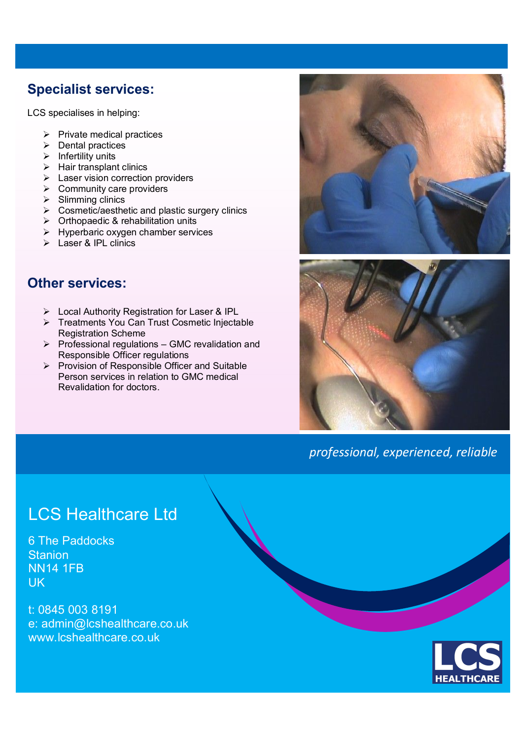## Specialist services:

LCS specialises in helping:

- Private medical practices
- Dental practices
- Infertility units
- Hair transplant clinics
- Laser vision correction providers
- Community care providers
- Slimming clinics
- Cosmetic/aesthetic and plastic surgery clinics
- Orthopaedic & rehabilitation units
- Hyperbaric oxygen chamber services
- Laser & IPL clinics

## Other services:

- Local Authority Registration for Laser & IPL
- Treatments You Can Trust Cosmetic Injectable Registration Scheme
- Professional regulations – GMC revalidation and Responsible Officer regulations
- Provision of Responsible Officer and Suitable Person services in relation to GMC medical Revalidation for doctors.

*professional, experienced, reliable*

## LCS Healthcare Ltd

6 The Paddocks
Stanion
NN14 1FB
UK

t: 0845 003 8191
e: admin@lcshealthcare.co.uk
www.lcshealthcare.co.uk

LCS HEALTHCARE